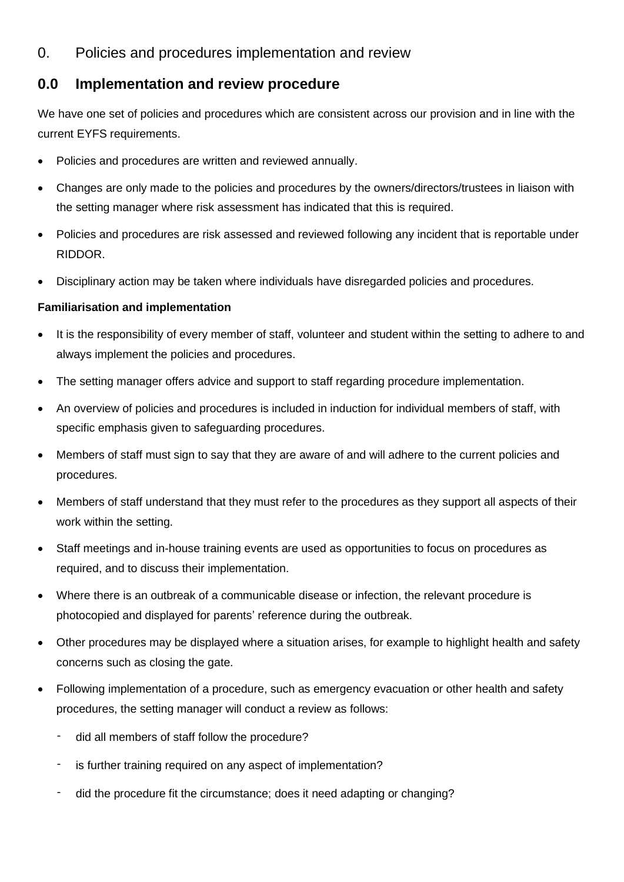# 0. Policies and procedures implementation and review

## 0.0 Implementation and review procedure

We have one set of policies and procedures which are consistent across our provision and in line with the current EYFS requirements.

- Policies and procedures are written and reviewed annually.
- Changes are only made to the policies and procedures by the owners/directors/trustees in liaison with the setting manager where risk assessment has indicated that this is required.
- Policies and procedures are risk assessed and reviewed following any incident that is reportable under RIDDOR.
- Disciplinary action may be taken where individuals have disregarded policies and procedures.

**Familiarisation and implementation**

- It is the responsibility of every member of staff, volunteer and student within the setting to adhere to and always implement the policies and procedures.
- The setting manager offers advice and support to staff regarding procedure implementation.
- An overview of policies and procedures is included in induction for individual members of staff, with specific emphasis given to safeguarding procedures.
- Members of staff must sign to say that they are aware of and will adhere to the current policies and procedures.
- Members of staff understand that they must refer to the procedures as they support all aspects of their work within the setting.
- Staff meetings and in-house training events are used as opportunities to focus on procedures as required, and to discuss their implementation.
- Where there is an outbreak of a communicable disease or infection, the relevant procedure is photocopied and displayed for parents' reference during the outbreak.
- Other procedures may be displayed where a situation arises, for example to highlight health and safety concerns such as closing the gate.
- Following implementation of a procedure, such as emergency evacuation or other health and safety procedures, the setting manager will conduct a review as follows:
  - did all members of staff follow the procedure?
  - is further training required on any aspect of implementation?
  - did the procedure fit the circumstance; does it need adapting or changing?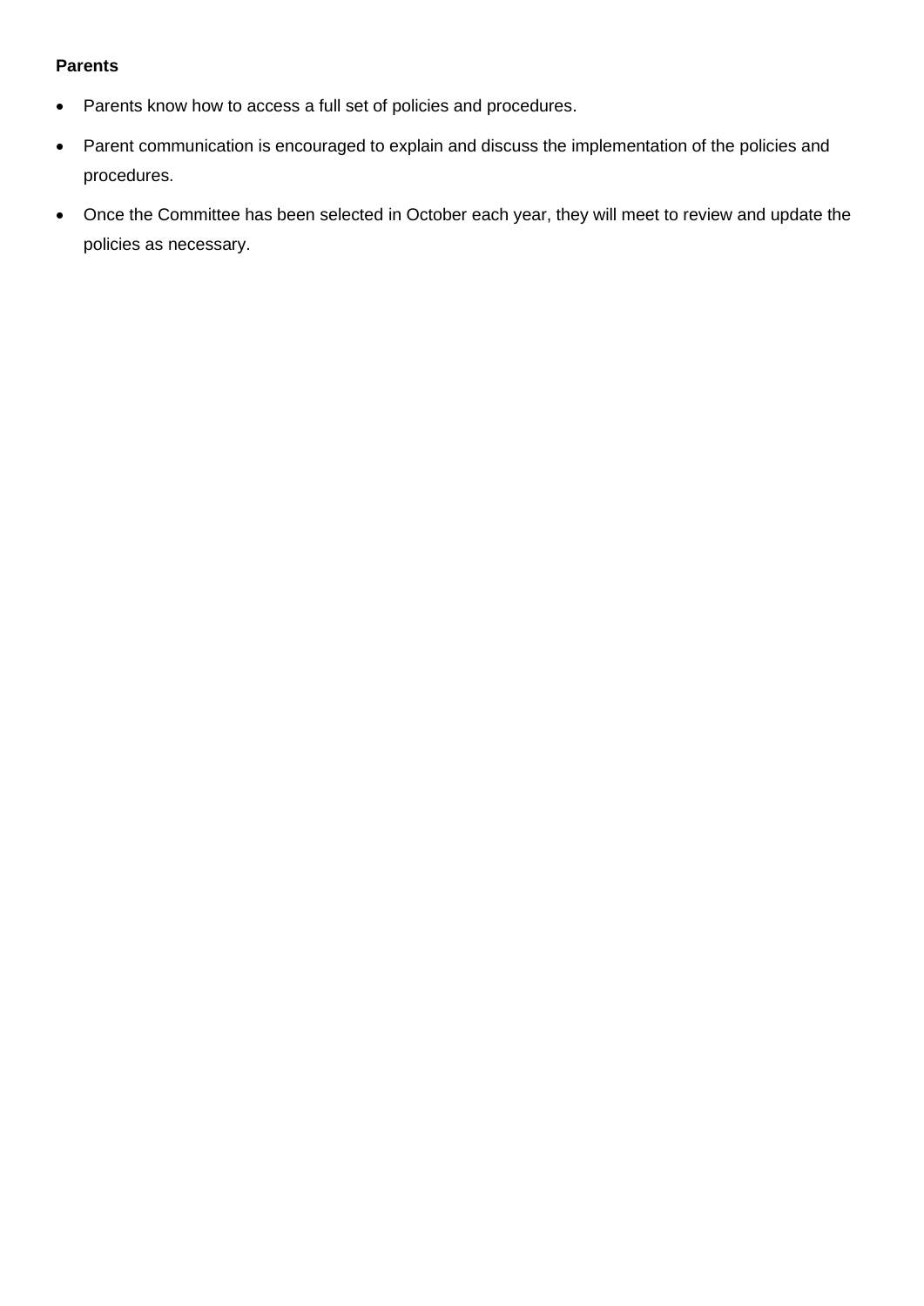**Parents**

- Parents know how to access a full set of policies and procedures.
- Parent communication is encouraged to explain and discuss the implementation of the policies and procedures.
- Once the Committee has been selected in October each year, they will meet to review and update the policies as necessary.